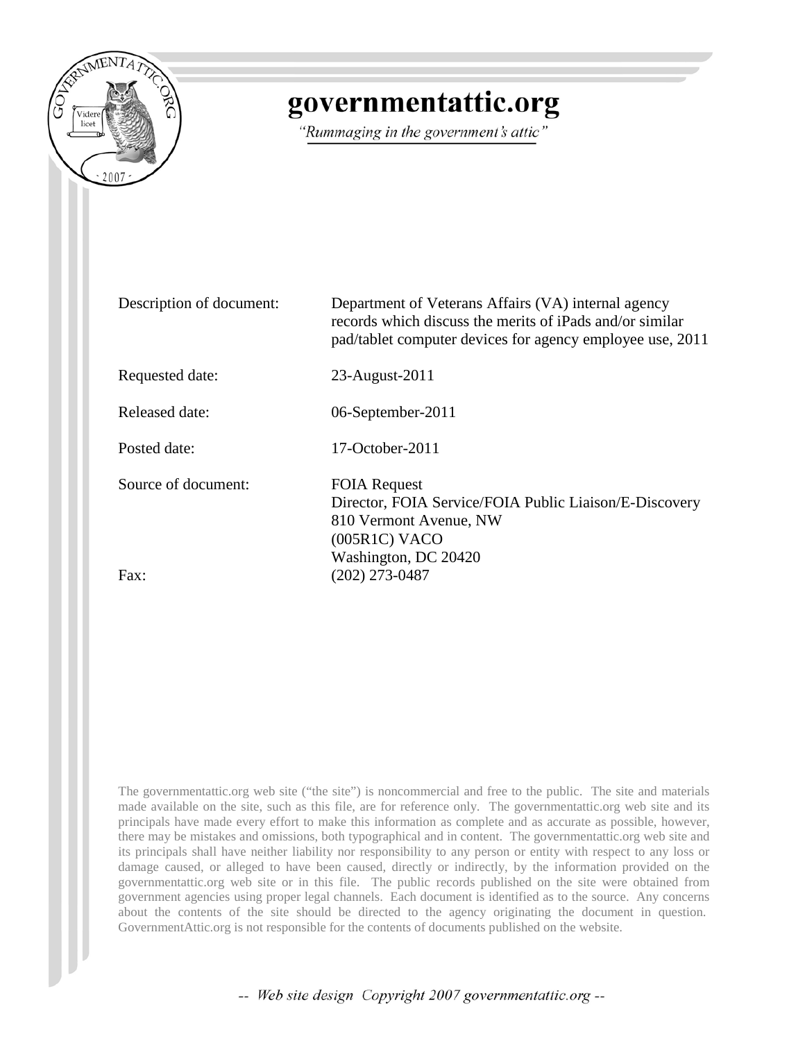# governmentattic.org

*"Rummaging in the government's attic"*

| | |
|---|---|
| Description of document: | Department of Veterans Affairs (VA) internal agency records which discuss the merits of iPads and/or similar pad/tablet computer devices for agency employee use, 2011 |
| Requested date: | 23-August-2011 |
| Released date: | 06-September-2011 |
| Posted date: | 17-October-2011 |
| Source of document: | FOIA Request<br>Director, FOIA Service/FOIA Public Liaison/E-Discovery<br>810 Vermont Avenue, NW<br>(005R1C) VACO<br>Washington, DC 20420 |
| Fax: | (202) 273-0487 |

The governmentattic.org web site ("the site") is noncommercial and free to the public. The site and materials made available on the site, such as this file, are for reference only. The governmentattic.org web site and its principals have made every effort to make this information as complete and as accurate as possible, however, there may be mistakes and omissions, both typographical and in content. The governmentattic.org web site and its principals shall have neither liability nor responsibility to any person or entity with respect to any loss or damage caused, or alleged to have been caused, directly or indirectly, by the information provided on the governmentattic.org web site or in this file. The public records published on the site were obtained from government agencies using proper legal channels. Each document is identified as to the source. Any concerns about the contents of the site should be directed to the agency originating the document in question. GovernmentAttic.org is not responsible for the contents of documents published on the website.

-- *Web site design Copyright 2007 governmentattic.org* --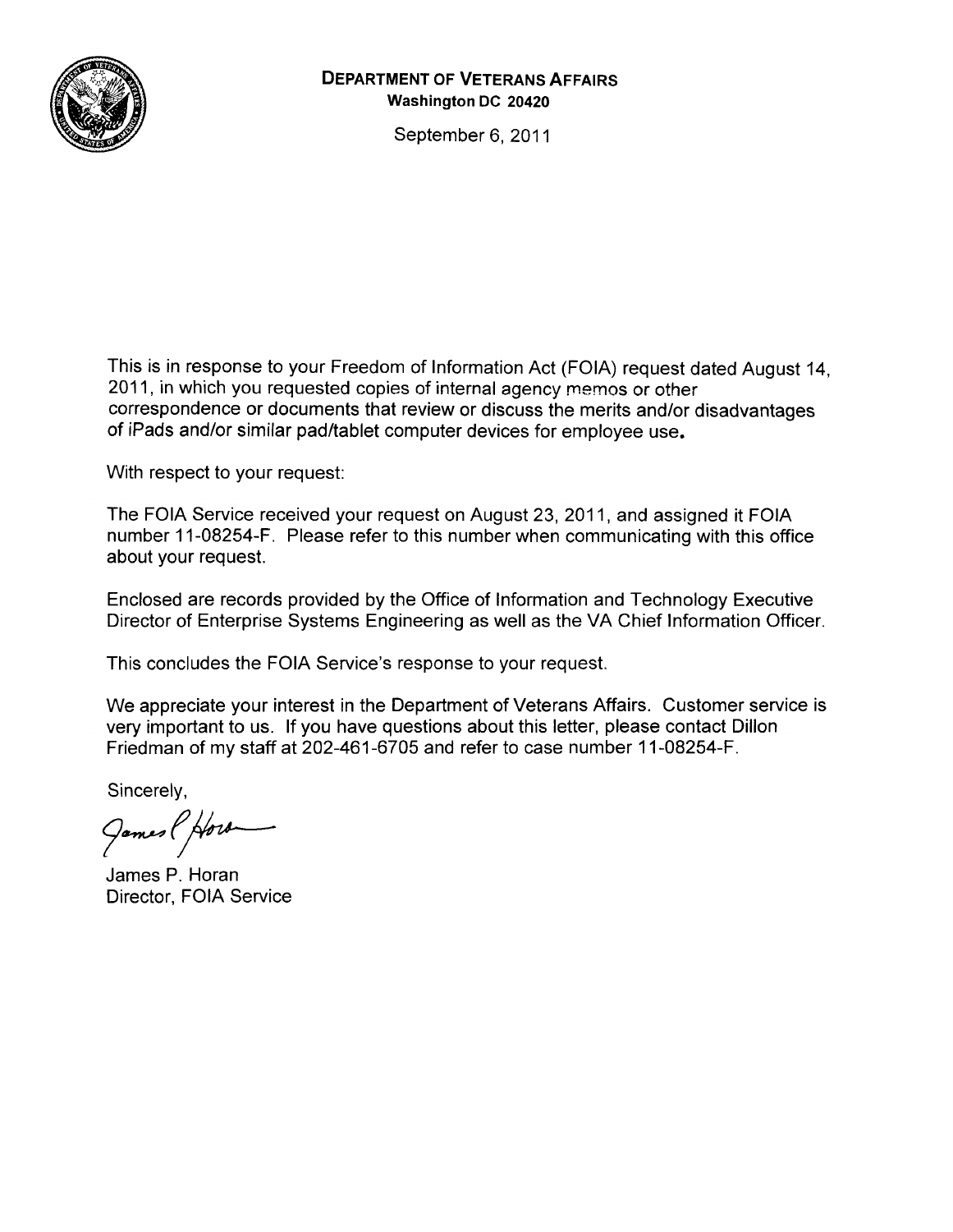**DEPARTMENT OF VETERANS AFFAIRS**
**Washington DC 20420**

September 6, 2011

This is in response to your Freedom of Information Act (FOIA) request dated August 14, 2011, in which you requested copies of internal agency memos or other correspondence or documents that review or discuss the merits and/or disadvantages of iPads and/or similar pad/tablet computer devices for employee use.

With respect to your request:

The FOIA Service received your request on August 23, 2011, and assigned it FOIA number 11-08254-F. Please refer to this number when communicating with this office about your request.

Enclosed are records provided by the Office of Information and Technology Executive Director of Enterprise Systems Engineering as well as the VA Chief Information Officer.

This concludes the FOIA Service's response to your request.

We appreciate your interest in the Department of Veterans Affairs. Customer service is very important to us. If you have questions about this letter, please contact Dillon Friedman of my staff at 202-461-6705 and refer to case number 11-08254-F.

Sincerely,

James P. Horan

James P. Horan
Director, FOIA Service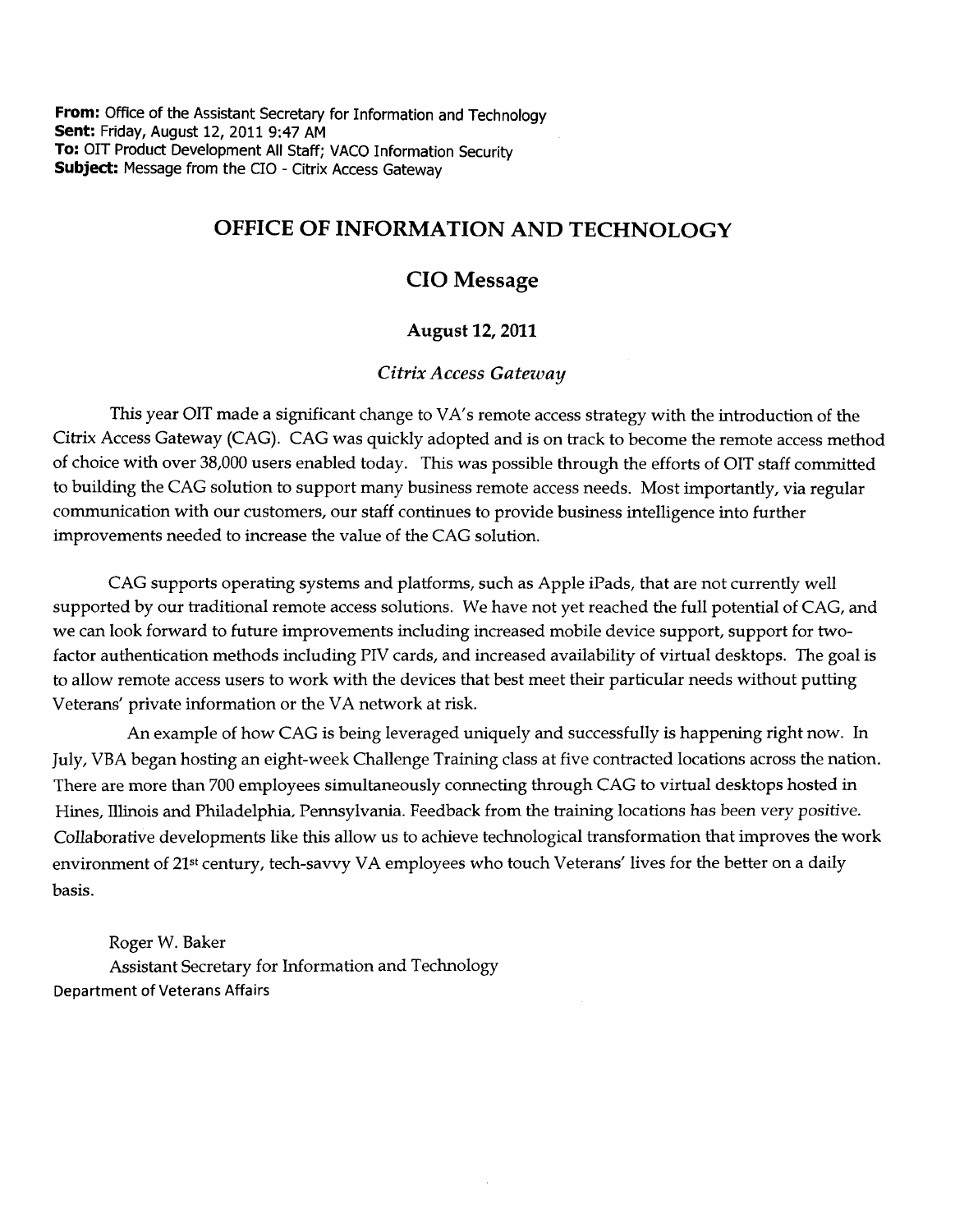**From:** Office of the Assistant Secretary for Information and Technology
**Sent:** Friday, August 12, 2011 9:47 AM
**To:** OIT Product Development All Staff; VACO Information Security
**Subject:** Message from the CIO - Citrix Access Gateway

# OFFICE OF INFORMATION AND TECHNOLOGY

## CIO Message

### August 12, 2011

*Citrix Access Gateway*

This year OIT made a significant change to VA's remote access strategy with the introduction of the Citrix Access Gateway (CAG). CAG was quickly adopted and is on track to become the remote access method of choice with over 38,000 users enabled today. This was possible through the efforts of OIT staff committed to building the CAG solution to support many business remote access needs. Most importantly, via regular communication with our customers, our staff continues to provide business intelligence into further improvements needed to increase the value of the CAG solution.

CAG supports operating systems and platforms, such as Apple iPads, that are not currently well supported by our traditional remote access solutions. We have not yet reached the full potential of CAG, and we can look forward to future improvements including increased mobile device support, support for two-factor authentication methods including PIV cards, and increased availability of virtual desktops. The goal is to allow remote access users to work with the devices that best meet their particular needs without putting Veterans' private information or the VA network at risk.

An example of how CAG is being leveraged uniquely and successfully is happening right now. In July, VBA began hosting an eight-week Challenge Training class at five contracted locations across the nation. There are more than 700 employees simultaneously connecting through CAG to virtual desktops hosted in Hines, Illinois and Philadelphia, Pennsylvania. Feedback from the training locations has been very positive. Collaborative developments like this allow us to achieve technological transformation that improves the work environment of 21st century, tech-savvy VA employees who touch Veterans' lives for the better on a daily basis.

Roger W. Baker
Assistant Secretary for Information and Technology
Department of Veterans Affairs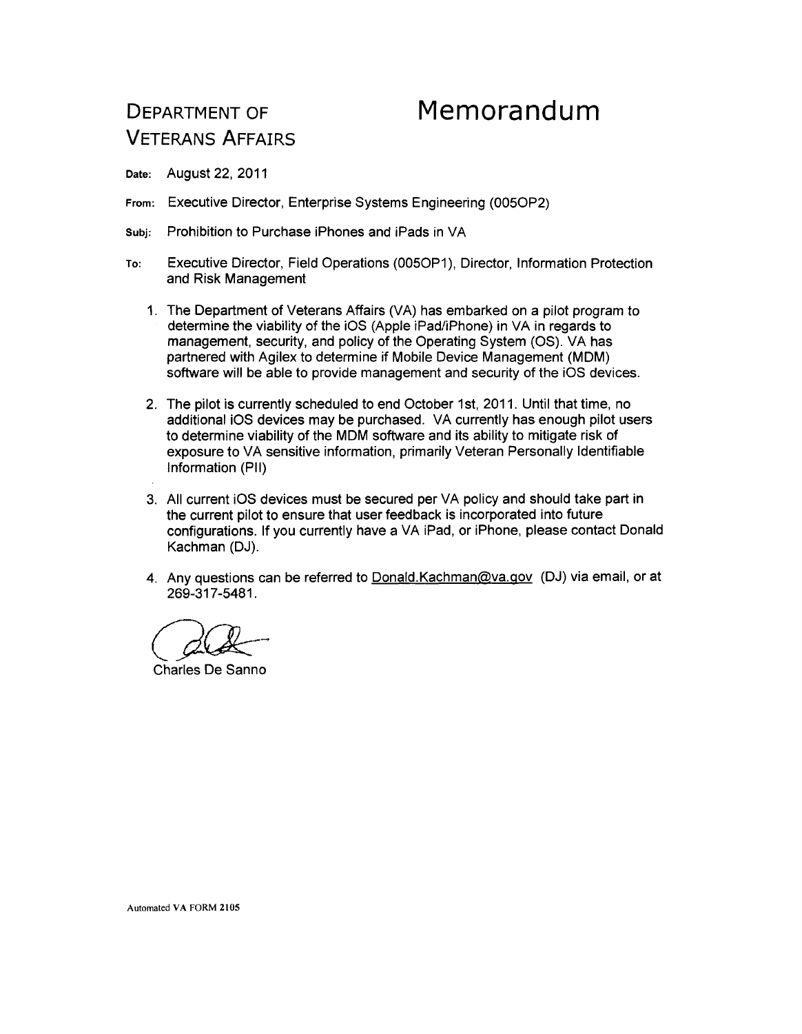# DEPARTMENT OF VETERANS AFFAIRS

# Memorandum

**Date:** August 22, 2011

**From:** Executive Director, Enterprise Systems Engineering (005OP2)

**Subj:** Prohibition to Purchase iPhones and iPads in VA

**To:** Executive Director, Field Operations (005OP1), Director, Information Protection and Risk Management

1. The Department of Veterans Affairs (VA) has embarked on a pilot program to determine the viability of the iOS (Apple iPad/iPhone) in VA in regards to management, security, and policy of the Operating System (OS). VA has partnered with Agilex to determine if Mobile Device Management (MDM) software will be able to provide management and security of the iOS devices.

2. The pilot is currently scheduled to end October 1st, 2011. Until that time, no additional iOS devices may be purchased. VA currently has enough pilot users to determine viability of the MDM software and its ability to mitigate risk of exposure to VA sensitive information, primarily Veteran Personally Identifiable Information (PII)

3. All current iOS devices must be secured per VA policy and should take part in the current pilot to ensure that user feedback is incorporated into future configurations. If you currently have a VA iPad, or iPhone, please contact Donald Kachman (DJ).

4. Any questions can be referred to Donald.Kachman@va.gov (DJ) via email, or at 269-317-5481.

Charles De Sanno

Automated VA FORM 2105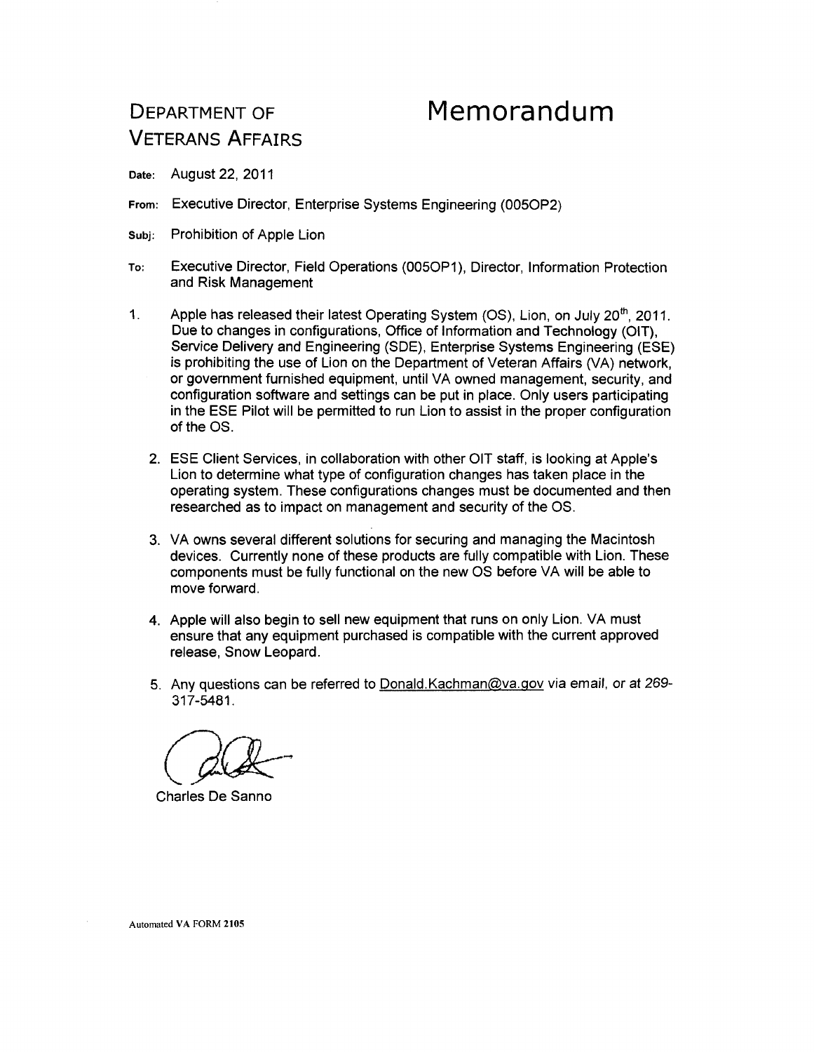# DEPARTMENT OF VETERANS AFFAIRS

# Memorandum

**Date:** August 22, 2011

**From:** Executive Director, Enterprise Systems Engineering (005OP2)

**Subj:** Prohibition of Apple Lion

**To:** Executive Director, Field Operations (005OP1), Director, Information Protection and Risk Management

1. Apple has released their latest Operating System (OS), Lion, on July 20th, 2011. Due to changes in configurations, Office of Information and Technology (OIT), Service Delivery and Engineering (SDE), Enterprise Systems Engineering (ESE) is prohibiting the use of Lion on the Department of Veteran Affairs (VA) network, or government furnished equipment, until VA owned management, security, and configuration software and settings can be put in place. Only users participating in the ESE Pilot will be permitted to run Lion to assist in the proper configuration of the OS.

2. ESE Client Services, in collaboration with other OIT staff, is looking at Apple's Lion to determine what type of configuration changes has taken place in the operating system. These configurations changes must be documented and then researched as to impact on management and security of the OS.

3. VA owns several different solutions for securing and managing the Macintosh devices. Currently none of these products are fully compatible with Lion. These components must be fully functional on the new OS before VA will be able to move forward.

4. Apple will also begin to sell new equipment that runs on only Lion. VA must ensure that any equipment purchased is compatible with the current approved release, Snow Leopard.

5. Any questions can be referred to Donald.Kachman@va.gov via email, or at 269-317-5481.

Charles De Sanno

Automated VA FORM 2105